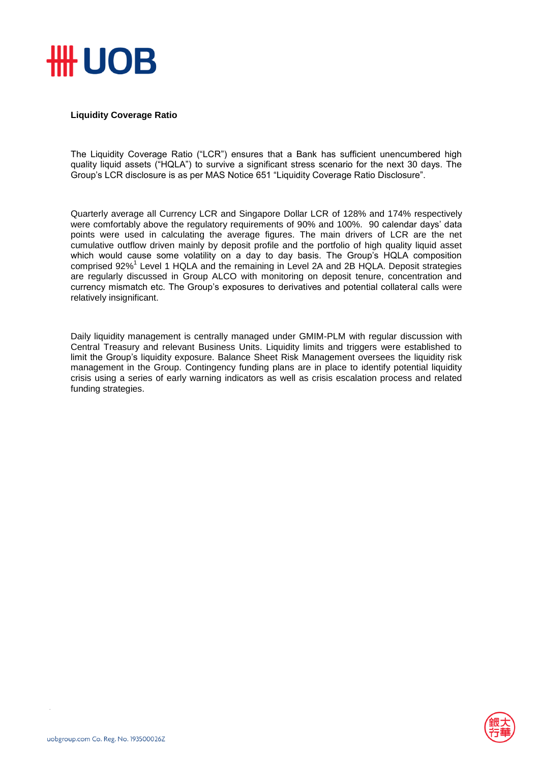**Liquidity Coverage Ratio**

The Liquidity Coverage Ratio ("LCR") ensures that a Bank has sufficient unencumbered high quality liquid assets ("HQLA") to survive a significant stress scenario for the next 30 days. The Group's LCR disclosure is as per MAS Notice 651 "Liquidity Coverage Ratio Disclosure".

Quarterly average all Currency LCR and Singapore Dollar LCR of 128% and 174% respectively were comfortably above the regulatory requirements of 90% and 100%. 90 calendar days' data points were used in calculating the average figures. The main drivers of LCR are the net cumulative outflow driven mainly by deposit profile and the portfolio of high quality liquid asset which would cause some volatility on a day to day basis. The Group's HQLA composition comprised 92%[1] Level 1 HQLA and the remaining in Level 2A and 2B HQLA. Deposit strategies are regularly discussed in Group ALCO with monitoring on deposit tenure, concentration and currency mismatch etc. The Group's exposures to derivatives and potential collateral calls were relatively insignificant.

Daily liquidity management is centrally managed under GMIM-PLM with regular discussion with Central Treasury and relevant Business Units. Liquidity limits and triggers were established to limit the Group's liquidity exposure. Balance Sheet Risk Management oversees the liquidity risk management in the Group. Contingency funding plans are in place to identify potential liquidity crisis using a series of early warning indicators as well as crisis escalation process and related funding strategies.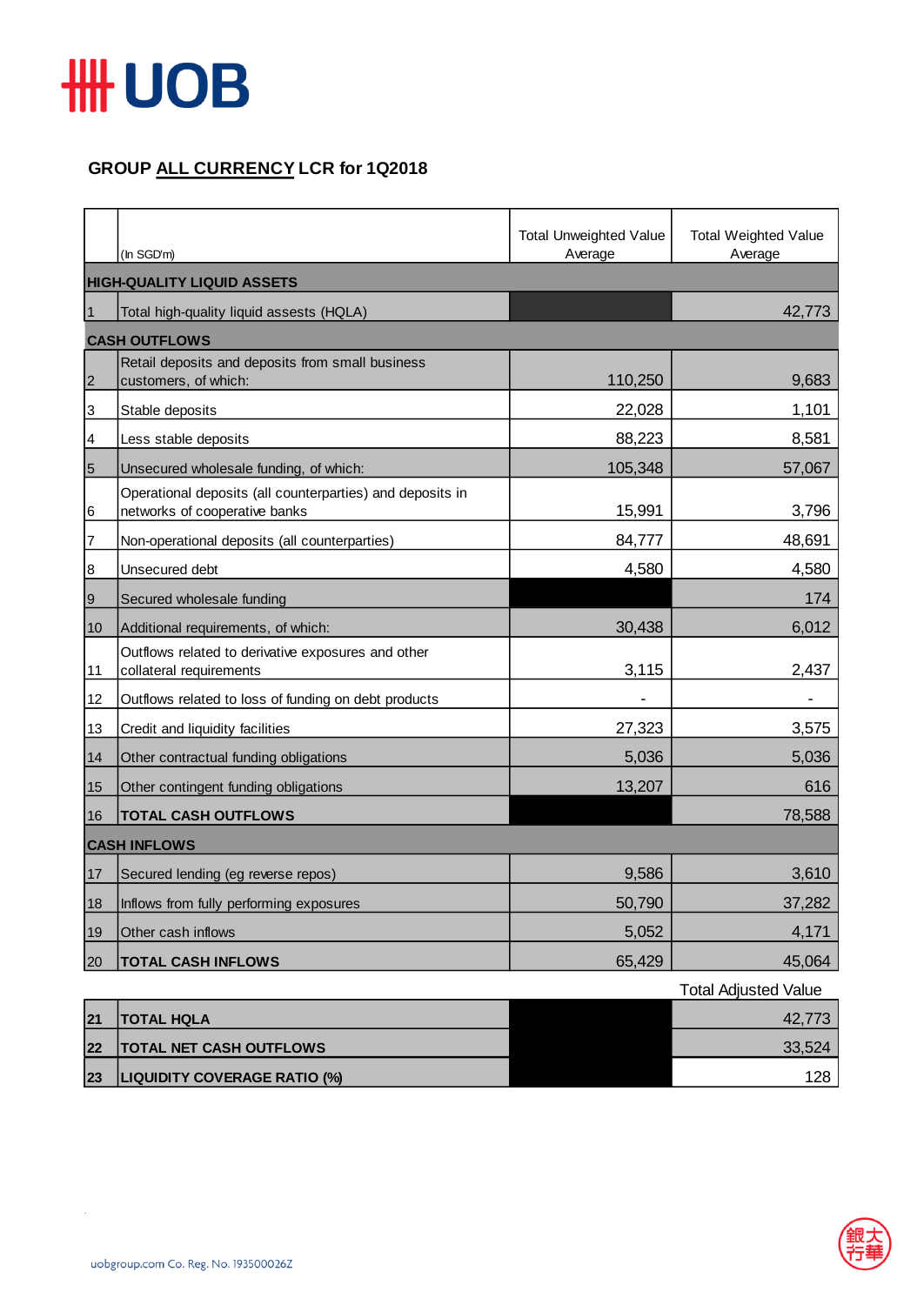## GROUP ALL CURRENCY LCR for 1Q2018

| | (In SGD'm) | Total Unweighted Value Average | Total Weighted Value Average |
|---|---|---|---|
| **HIGH-QUALITY LIQUID ASSETS** | | | |
| 1 | Total high-quality liquid assests (HQLA) | | 42,773 |
| **CASH OUTFLOWS** | | | |
| 2 | Retail deposits and deposits from small business customers, of which: | 110,250 | 9,683 |
| 3 | Stable deposits | 22,028 | 1,101 |
| 4 | Less stable deposits | 88,223 | 8,581 |
| 5 | Unsecured wholesale funding, of which: | 105,348 | 57,067 |
| 6 | Operational deposits (all counterparties) and deposits in networks of cooperative banks | 15,991 | 3,796 |
| 7 | Non-operational deposits (all counterparties) | 84,777 | 48,691 |
| 8 | Unsecured debt | 4,580 | 4,580 |
| 9 | Secured wholesale funding | | 174 |
| 10 | Additional requirements, of which: | 30,438 | 6,012 |
| 11 | Outflows related to derivative exposures and other collateral requirements | 3,115 | 2,437 |
| 12 | Outflows related to loss of funding on debt products | - | - |
| 13 | Credit and liquidity facilities | 27,323 | 3,575 |
| 14 | Other contractual funding obligations | 5,036 | 5,036 |
| 15 | Other contingent funding obligations | 13,207 | 616 |
| 16 | **TOTAL CASH OUTFLOWS** | | 78,588 |
| **CASH INFLOWS** | | | |
| 17 | Secured lending (eg reverse repos) | 9,586 | 3,610 |
| 18 | Inflows from fully performing exposures | 50,790 | 37,282 |
| 19 | Other cash inflows | 5,052 | 4,171 |
| 20 | **TOTAL CASH INFLOWS** | 65,429 | 45,064 |

| | | | Total Adjusted Value |
|---|---|---|---|
| **21** | **TOTAL HQLA** | | 42,773 |
| **22** | **TOTAL NET CASH OUTFLOWS** | | 33,524 |
| **23** | **LIQUIDITY COVERAGE RATIO (%)** | | 128 |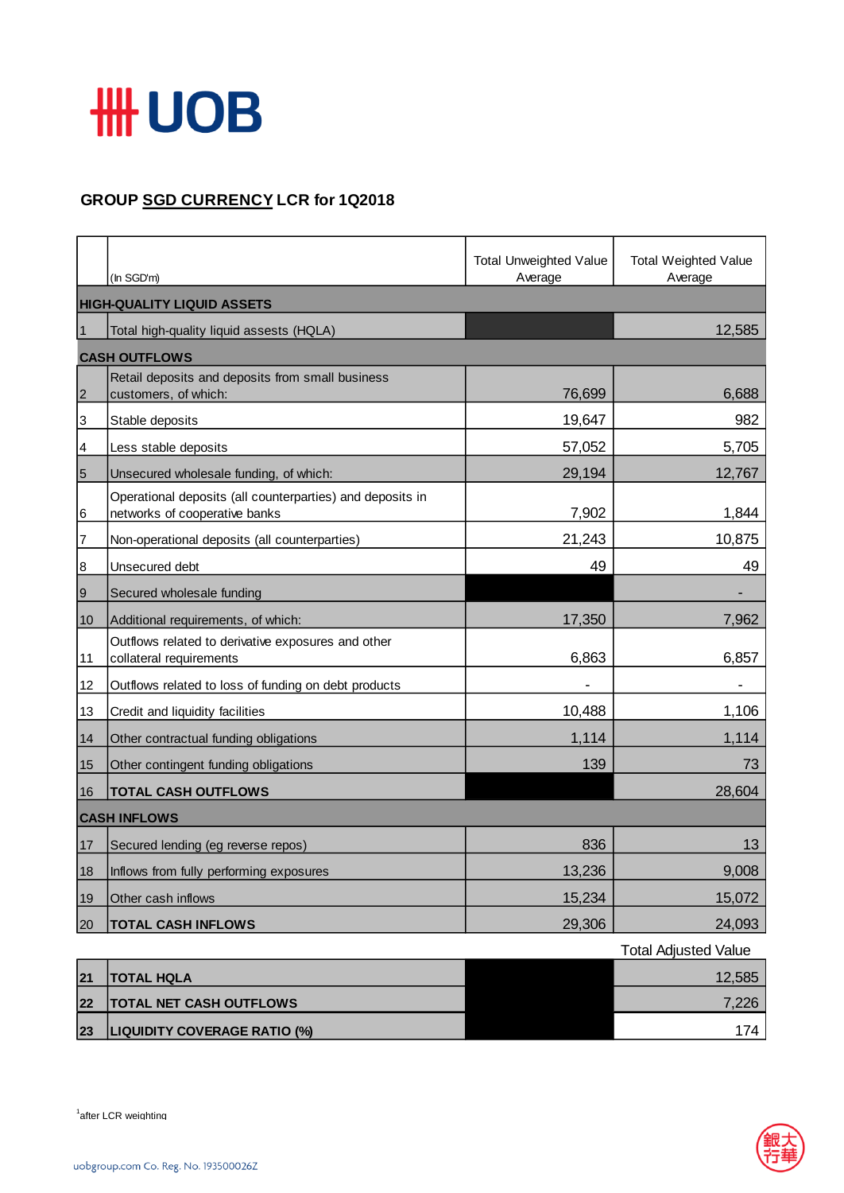# UOB

## GROUP SGD CURRENCY LCR for 1Q2018

| | (In SGD'm) | Total Unweighted Value Average | Total Weighted Value Average |
|---|---|---|---|
| **HIGH-QUALITY LIQUID ASSETS** | | | |
| 1 | Total high-quality liquid assests (HQLA) | | 12,585 |
| **CASH OUTFLOWS** | | | |
| 2 | Retail deposits and deposits from small business customers, of which: | 76,699 | 6,688 |
| 3 | Stable deposits | 19,647 | 982 |
| 4 | Less stable deposits | 57,052 | 5,705 |
| 5 | Unsecured wholesale funding, of which: | 29,194 | 12,767 |
| 6 | Operational deposits (all counterparties) and deposits in networks of cooperative banks | 7,902 | 1,844 |
| 7 | Non-operational deposits (all counterparties) | 21,243 | 10,875 |
| 8 | Unsecured debt | 49 | 49 |
| 9 | Secured wholesale funding | | - |
| 10 | Additional requirements, of which: | 17,350 | 7,962 |
| 11 | Outflows related to derivative exposures and other collateral requirements | 6,863 | 6,857 |
| 12 | Outflows related to loss of funding on debt products | - | - |
| 13 | Credit and liquidity facilities | 10,488 | 1,106 |
| 14 | Other contractual funding obligations | 1,114 | 1,114 |
| 15 | Other contingent funding obligations | 139 | 73 |
| 16 | **TOTAL CASH OUTFLOWS** | | 28,604 |
| **CASH INFLOWS** | | | |
| 17 | Secured lending (eg reverse repos) | 836 | 13 |
| 18 | Inflows from fully performing exposures | 13,236 | 9,008 |
| 19 | Other cash inflows | 15,234 | 15,072 |
| 20 | **TOTAL CASH INFLOWS** | 29,306 | 24,093 |

| | | | Total Adjusted Value |
|---|---|---|---|
| **21** | **TOTAL HQLA** | | 12,585 |
| **22** | **TOTAL NET CASH OUTFLOWS** | | 7,226 |
| **23** | **LIQUIDITY COVERAGE RATIO (%)** | | 174 |

[1]after LCR weighting

uobgroup.com Co. Reg. No. 193500026Z